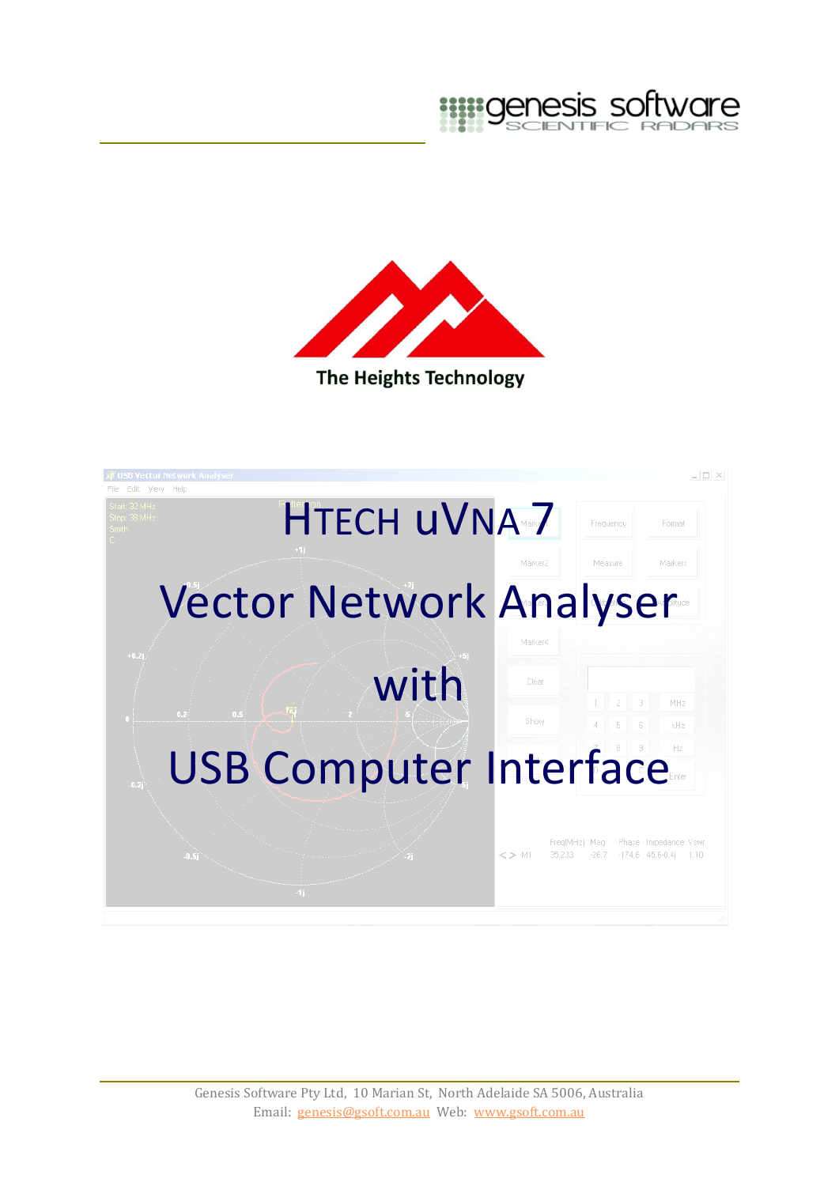genesis software
SCIENTIFIC RADARS

The Heights Technology

# HTECH uVNA 7

# Vector Network Analyser

# with

# USB Computer Interface

Genesis Software Pty Ltd, 10 Marian St, North Adelaide SA 5006, Australia
Email: genesis@gsoft.com.au Web: www.gsoft.com.au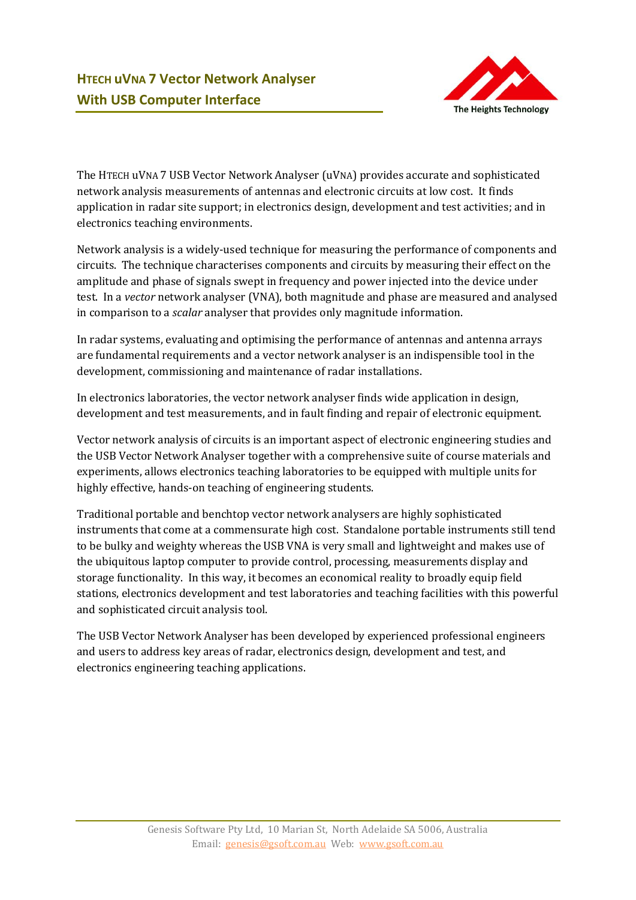## HTECH uVNA 7 Vector Network Analyser With USB Computer Interface

The HTECH uVNA 7 USB Vector Network Analyser (uVNA) provides accurate and sophisticated network analysis measurements of antennas and electronic circuits at low cost. It finds application in radar site support; in electronics design, development and test activities; and in electronics teaching environments.

Network analysis is a widely-used technique for measuring the performance of components and circuits. The technique characterises components and circuits by measuring their effect on the amplitude and phase of signals swept in frequency and power injected into the device under test. In a *vector* network analyser (VNA), both magnitude and phase are measured and analysed in comparison to a *scalar* analyser that provides only magnitude information.

In radar systems, evaluating and optimising the performance of antennas and antenna arrays are fundamental requirements and a vector network analyser is an indispensible tool in the development, commissioning and maintenance of radar installations.

In electronics laboratories, the vector network analyser finds wide application in design, development and test measurements, and in fault finding and repair of electronic equipment.

Vector network analysis of circuits is an important aspect of electronic engineering studies and the USB Vector Network Analyser together with a comprehensive suite of course materials and experiments, allows electronics teaching laboratories to be equipped with multiple units for highly effective, hands-on teaching of engineering students.

Traditional portable and benchtop vector network analysers are highly sophisticated instruments that come at a commensurate high cost. Standalone portable instruments still tend to be bulky and weighty whereas the USB VNA is very small and lightweight and makes use of the ubiquitous laptop computer to provide control, processing, measurements display and storage functionality. In this way, it becomes an economical reality to broadly equip field stations, electronics development and test laboratories and teaching facilities with this powerful and sophisticated circuit analysis tool.

The USB Vector Network Analyser has been developed by experienced professional engineers and users to address key areas of radar, electronics design, development and test, and electronics engineering teaching applications.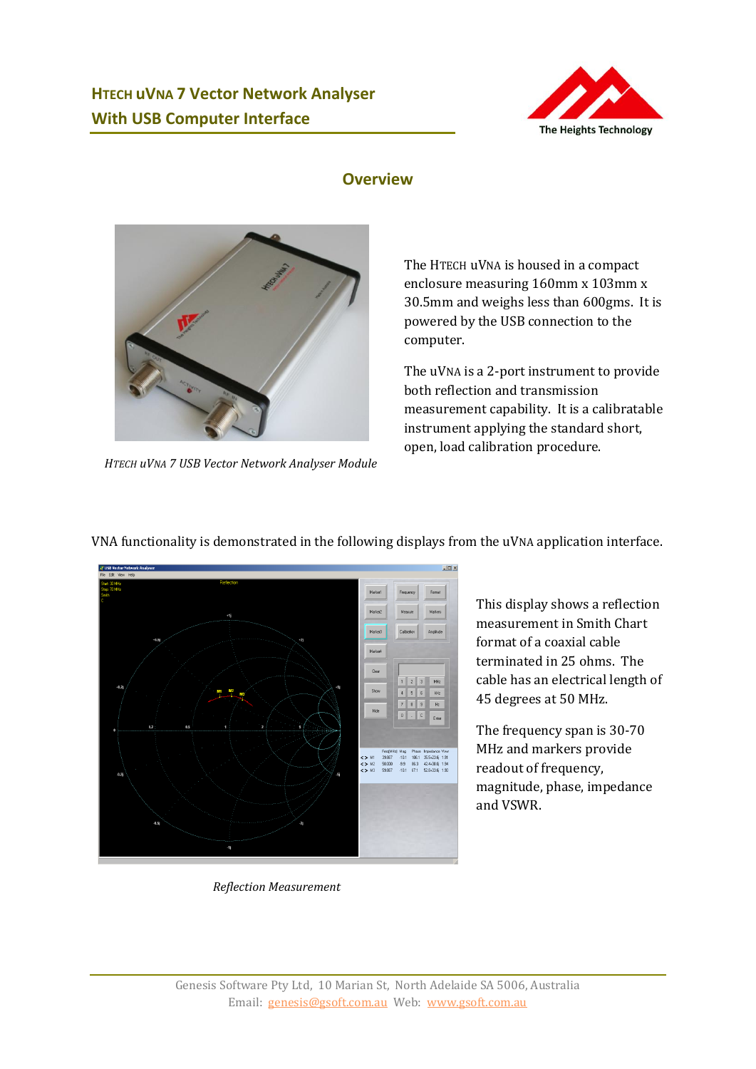## HTECH uVNA 7 Vector Network Analyser With USB Computer Interface

The Heights Technology

### Overview

*HTECH uVNA 7 USB Vector Network Analyser Module*

The HTECH uVNA is housed in a compact enclosure measuring 160mm x 103mm x 30.5mm and weighs less than 600gms. It is powered by the USB connection to the computer.

The uVNA is a 2-port instrument to provide both reflection and transmission measurement capability. It is a calibratable instrument applying the standard short, open, load calibration procedure.

VNA functionality is demonstrated in the following displays from the uVNA application interface.

*Reflection Measurement*

This display shows a reflection measurement in Smith Chart format of a coaxial cable terminated in 25 ohms. The cable has an electrical length of 45 degrees at 50 MHz.

The frequency span is 30-70 MHz and markers provide readout of frequency, magnitude, phase, impedance and VSWR.

Genesis Software Pty Ltd, 10 Marian St, North Adelaide SA 5006, Australia
Email: genesis@gsoft.com.au Web: www.gsoft.com.au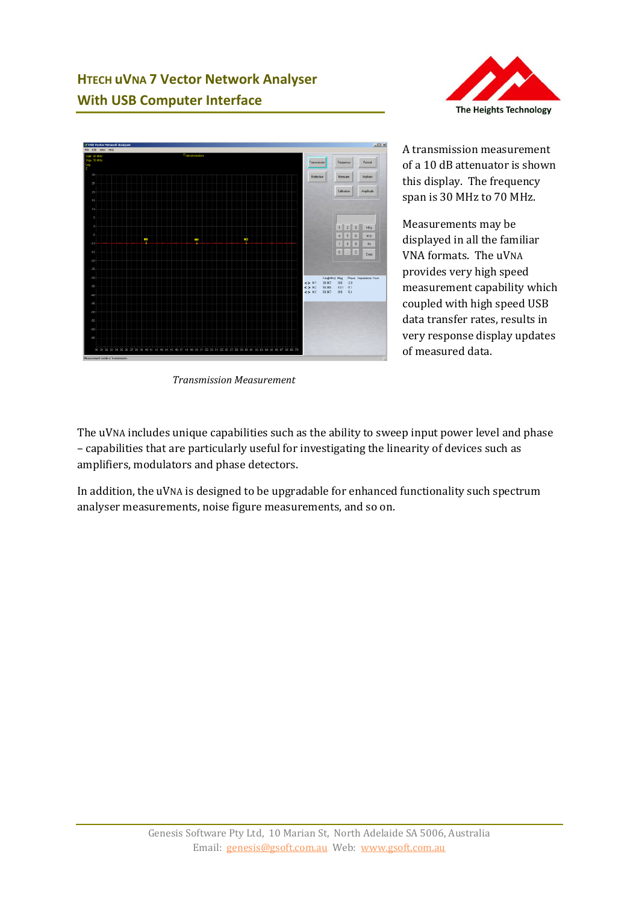## HTECH uVNA 7 Vector Network Analyser
## With USB Computer Interface

A transmission measurement of a 10 dB attenuator is shown this display. The frequency span is 30 MHz to 70 MHz.

Measurements may be displayed in all the familiar VNA formats. The uVNA provides very high speed measurement capability which coupled with high speed USB data transfer rates, results in very response display updates of measured data.

*Transmission Measurement*

The uVNA includes unique capabilities such as the ability to sweep input power level and phase – capabilities that are particularly useful for investigating the linearity of devices such as amplifiers, modulators and phase detectors.

In addition, the uVNA is designed to be upgradable for enhanced functionality such spectrum analyser measurements, noise figure measurements, and so on.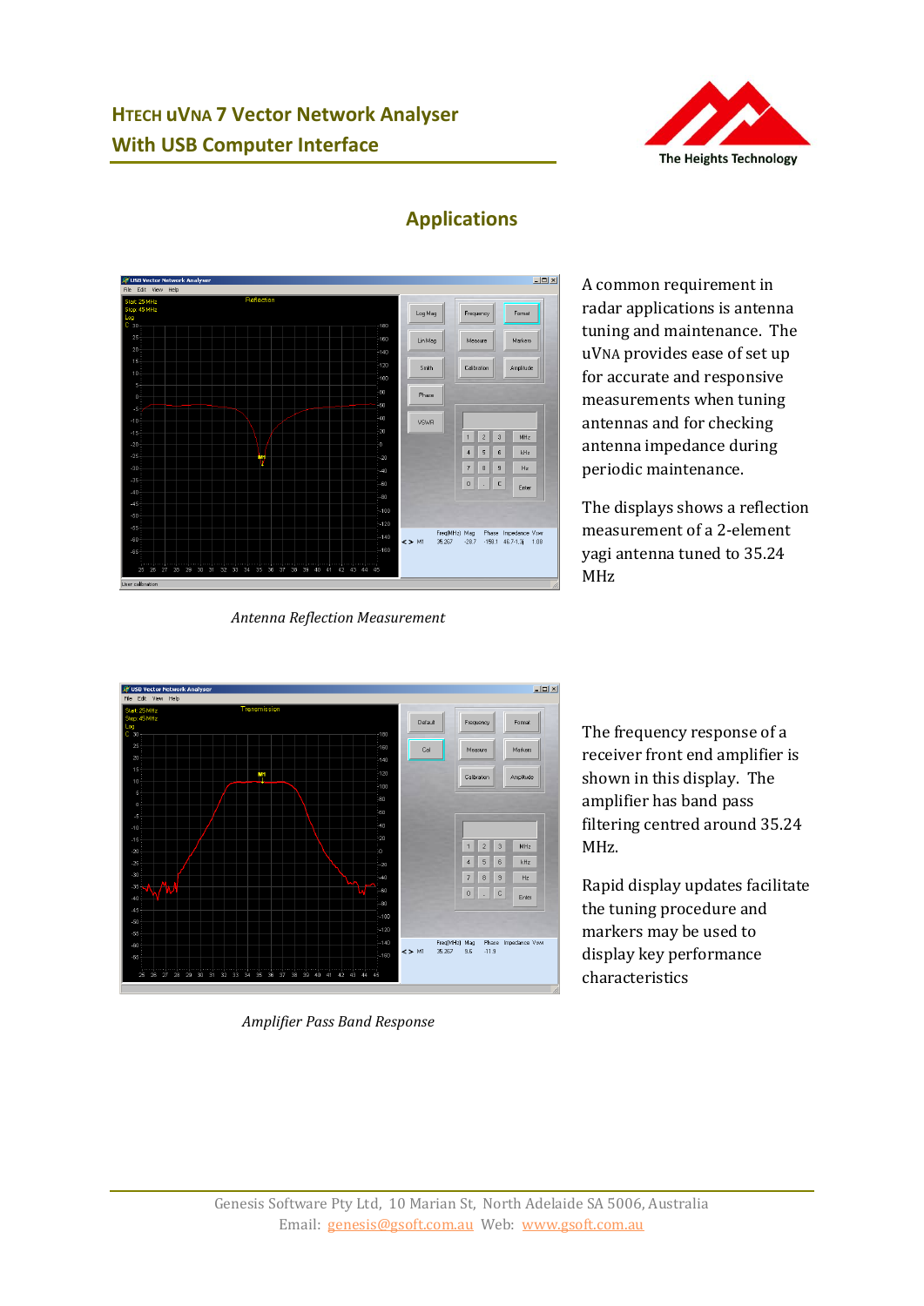## Applications

A common requirement in radar applications is antenna tuning and maintenance. The uVNA provides ease of set up for accurate and responsive measurements when tuning antennas and for checking antenna impedance during periodic maintenance.

The displays shows a reflection measurement of a 2-element yagi antenna tuned to 35.24 MHz

*Antenna Reflection Measurement*

The frequency response of a receiver front end amplifier is shown in this display. The amplifier has band pass filtering centred around 35.24 MHz.

Rapid display updates facilitate the tuning procedure and markers may be used to display key performance characteristics

*Amplifier Pass Band Response*

Genesis Software Pty Ltd, 10 Marian St, North Adelaide SA 5006, Australia
Email: genesis@gsoft.com.au Web: www.gsoft.com.au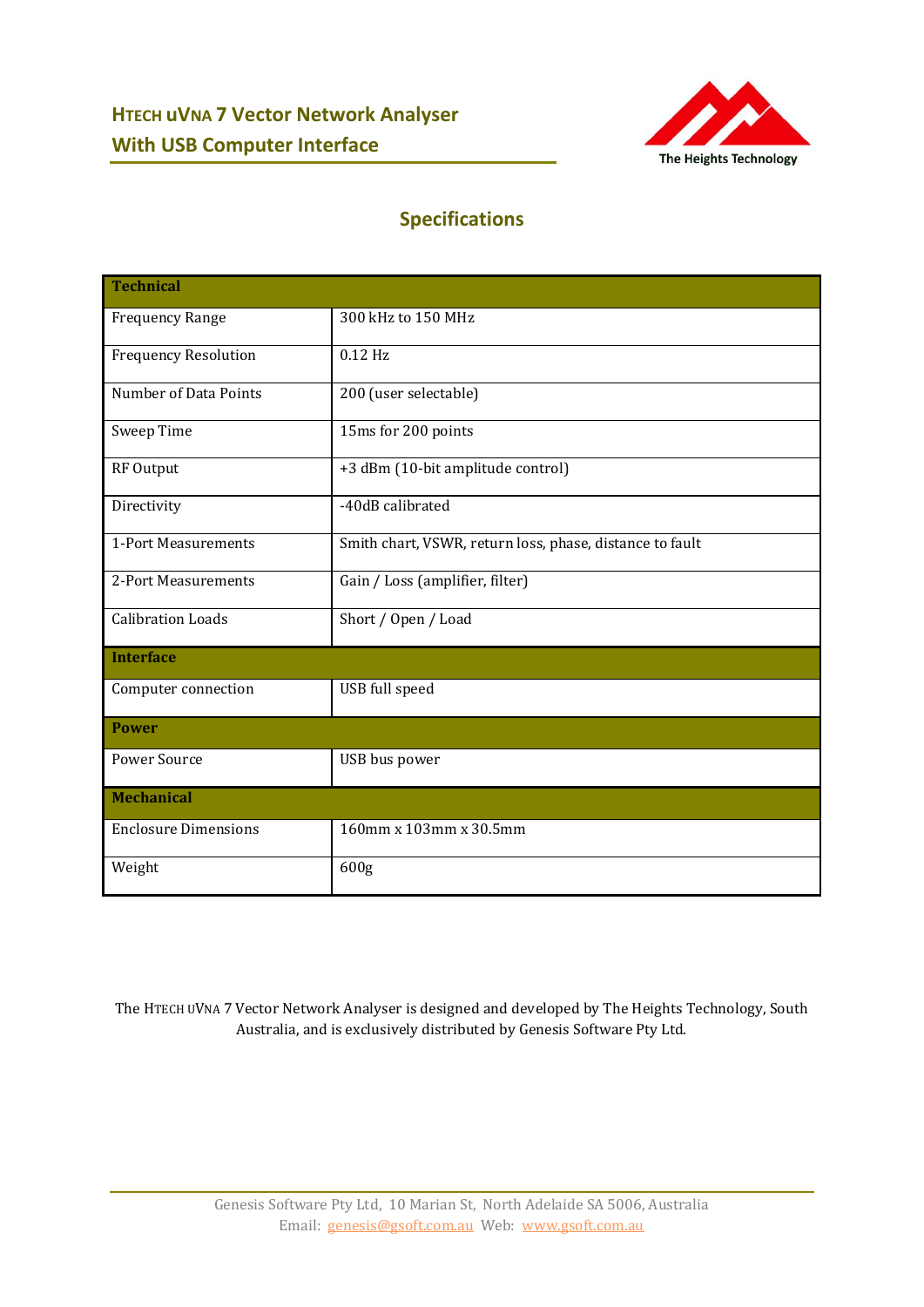# HTECH uVNA 7 Vector Network Analyser
# With USB Computer Interface

The Heights Technology

## Specifications

| | |
|---|---|
| **Technical** | |
| Frequency Range | 300 kHz to 150 MHz |
| Frequency Resolution | 0.12 Hz |
| Number of Data Points | 200 (user selectable) |
| Sweep Time | 15ms for 200 points |
| RF Output | +3 dBm (10-bit amplitude control) |
| Directivity | -40dB calibrated |
| 1-Port Measurements | Smith chart, VSWR, return loss, phase, distance to fault |
| 2-Port Measurements | Gain / Loss (amplifier, filter) |
| Calibration Loads | Short / Open / Load |
| **Interface** | |
| Computer connection | USB full speed |
| **Power** | |
| Power Source | USB bus power |
| **Mechanical** | |
| Enclosure Dimensions | 160mm x 103mm x 30.5mm |
| Weight | 600g |

The HTECH UVNA 7 Vector Network Analyser is designed and developed by The Heights Technology, South Australia, and is exclusively distributed by Genesis Software Pty Ltd.

Genesis Software Pty Ltd, 10 Marian St, North Adelaide SA 5006, Australia
Email: genesis@gsoft.com.au Web: www.gsoft.com.au